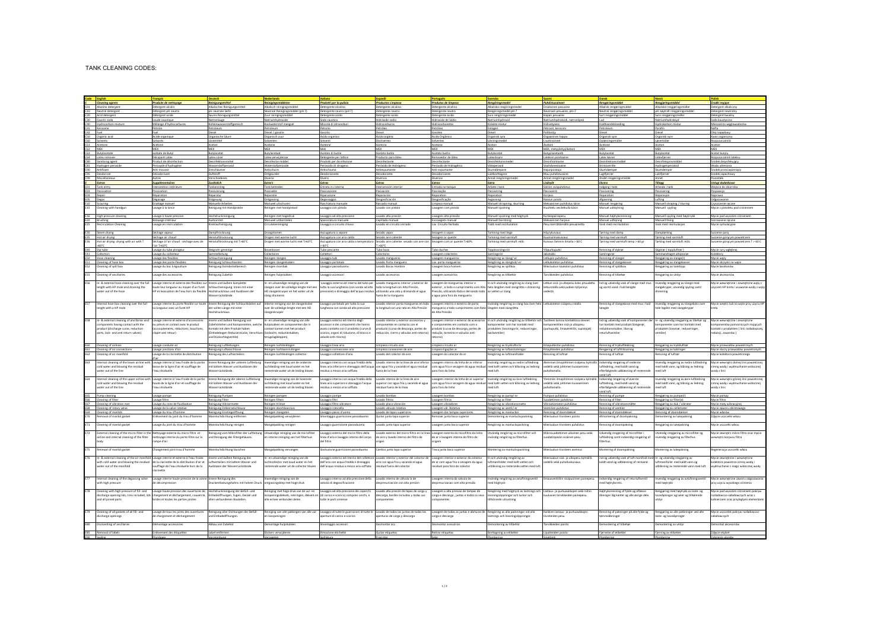TANK CLEANING CODES:

| Code | English | Français | Deutsch | Nederlands | Italiano | Español | Português | Svenska | Suomi | Dansk | Norsk | Polish |
|---|---|---|---|---|---|---|---|---|---|---|---|---|
| C | *Cleaning agents* | *Produits de nettoyage* | *Reinigungsmittel* | *Reinigingsmiddelen* | *Prodotti per la pulizia* | *Productos Limpieza* | *Produtos de limpeza* | *Rengöringsmedel* | *Puhdistusaineet* | *Rengøringsmidler* | *Rengjøringsmiddel* | *Środki myjące* |
| C01 | Alkaline detergent | Détergent alcalin | Alkalisches Reinigungsmittel | Alkalisch reinigingsmiddel | Detergente alcalino | Detergente alcalino | Detergente alcalino | Alkaliska rengöringsmedel | Emäksinen pesuaine | Alkalisk rengøringsmiddel | Alkalisk rengjøringsmiddel | Detergent alkaliczny |
| C10 | Neutral detergent | Détergent pH neutre | pH-neutrale Seife | Neutraal Reinigingsmiddel (pH 7) | Detergente neutro (pH 7) | Detergente neutro | Detergente neutro | Rengöringsmedel pH 7 | Neutraali pesuaine, pH 7 | Neutral rengøringsmiddel | pH nøytralt rengjøringsmiddel | Detergent neutralny |
| C20 | Acid detergent | Détergent acide | Saures Reinigungsmittel | Zuur reinigingsmiddel | Detergente acido | Detergente ácido | Detergente ácido | Sura rengöringsmedel | Hapan pesuaine | Surt rengøringsmiddel | Sure rengjøringsmidler | Detergent kwaśny |
| C30 | Caustic soda | soude caustique | Natronlauge | Natriumhydroxide | Soda caustica | Hidróxido sodio | Hidróxido de Sódio | Natriumhydroxid | Natriumhydroksidi, natronlipeä | Lud | Natriumhydroksyd | Soda kaustyczna |
| C40 | Hydrocarbon mixture | Mélange d'hydrocarbures | Kohlenwasserstoffgemisch | Koolwaterstof mengsel | Miscela di idrocarburi | Hidrocarburos | Hidrocarbonetos | Kolväte-mixtur | Hiilivetyseos | Kulbrinteblanding | Hydrokarbon miksur | Mieszanina węglowodorów |
| C41 | Kerosene | Pétrole | Petroleum | Petroleum | Petrolio | Petróleo | Petróleo | Fotogen | Petroli, kerosiini | Petroleum | Parafin | Nafta |
| C42 | Fuel | Fuel | Diesel | Diesel / gasolie | Gasolio | Diesel | Gasóleo | Diesel | Polttoöljy | Diesel | Diesel | Olej napędowy |
| C50 | Organic acid | Acide organique | Organische Säure | Organisch zuur | Acido organico | Ácido orgánico | Ácido Orgânico | Organisk syra | Orgaaninen happo | Organisk syre | Organisk syre | Kwas organiczny |
| C60 | Solvents | Solvants | Lösemittel | Solventen | Solventi | Disolventes | Solventes | Lösningsmedel | Liuotinaineet | Opløsningsmiddel | Løsemiddel | Rozpuszczalniki |
| C61 | Acetone | Acétone | Aceton | Acetone | Acetone | Acetona | Acetona | Aceton | Asetoni | Acetone | Aceton | Aceton |
| C62 | MEK | MEK | MEK | Mek | MEK | MEK | MEK | MEK | MEK, metyylietyyliketoni | MEK | MEK | MEK |
| C63 | Butylacetate | acétate de butyl | Butylacetat | Butylacetaat | Acetato di butile | Acetato butilo | Acetato butilo | Butylacetat | Butyyliasetaatti | Butylacetat | Butylacetat | Acetat butylu |
| C64 | Latex remover | Décapant Latex | Latex Löser | Latex verwijderaar | Sgrassatore per lattice | Producto para látex | Removedor de látex | Latexlösare | Lateksin poistoaine | Latex løsner | Latexfjerner | Rozpuszczalnik lateksu |
| C80 | Sanitizing agent | Produit de désinfection | Desinfektionsmittel | Desinfectie middel | Prodotti per disinfezione | Desinfectante | Desinfectante | Desinfektionsmedel | Desinfiointiaine | Desinfektionsmiddel | Desinfeksjonsmiddel | Środek dezynfekujący |
| C81 | Hydrogen peroxide | Peroxyde d'hydrogène | Wasserstoffperoxid | Waterstofperoxide | Perossido di idrogeno | Peróxido de Hidrógeno | Peróxido de Hidrogénio | Väteperoxid | Vetyperoksidi | Brintoverilte | Hydrogenperoksid | Woda utleniona |
| C90 | Antifoam | Anti-mousse | Entschäumer | Antischuim | Antischiuma | Antiespumante | Anti-espumante | Skumdämpare | Vaahdonestoaine | Skumdæmper | Skumdemper | Środek przeciwpienny |
| C95 | Deodorizer | Désodorisant | Duftstoff | Ontgeurder | Deodorizzante | Desodorizante | Desodorizante | Luktförbättrare | Hajunpoistaja | Luftfrisker | Luktfjerner | Środek zapachowy |
| C99 | Miscellaneous | Autres | Verschiedenes | Diverse | Diversi | Diversos | Diversos | Annat rengöringsmedel | Muu puhdistusaine | Andet rengøringsmiddel | Annet | Pozostałe |
| E | *Extras* | *Supplémentaires* | *Zusätzlich* | *Extra's* | *Extras* | *Extras* | *Extras* | *Tillägg* | *Lisätyöt* | *Ekstra* | *Tillegg* | *Usługi dodatkowe* |
| E01 | Tank entry | Intervention intérieure | Tankeinstieg | Tank betreden | Entrata in cisterna | Intervención interior | Entrada no tanque | Arbete i tank | Säiliön sisäpuhdistus | Indgang i tank | Arbeide i tank | Wejście do zbiornika |
| E04 | Passivation | Passivation | Passivierung | Passivatie | Passivazione | Pasivación | Passivação | Passivering | Passivointi | Passivering | Passivering | Pasywacja |
| E05 | Repair | Réparation | Reparatur | Reparatie | Riparazione | Reparación | Reparação | Reparation | Korjaus | Reparation | Reparasjon | Naprawa |
| E06 | Degas | Dégazage | Entgasung | Ontgassing | Degassaggio | Desgasificación | Desgaseificação | Avgasning | Kaasun poisto | Afgasning | Lufting | Odgazowanie |
| E10 | Scouring | Grattage manuel | Manuelle Arbeiten | Handmatig uitschuren | Raschiatura manuale | Rascado manual | Limpeza manual | Manuell skrapning, skurning | Mekaaninen puhdistus käsin | Manuel rengøring | Manuell skraping / skuring | Czyszczenie ręczne |
| E15 | Cleaning with handgun | Lavage à la lance | Reinigung mit Handpistole | Reinigen met handpistool | Lavaggio con pistola | Lavado con pistola | Lavagem com pistola | Manuell spolning | Huuhtelu vesilekulla käsin | Manuel udskylning | Manuell spyling | Mycie z pistoletu pod ciśnieniem |
| E16 | High pressure cleaning | Lavage à haute pression | Hochdruckreinigung | Reinigen met hogedruk | Lavaggio ad alta pressione | Lavado alta presión | Lavagem alta pressão | Manuell spolning med högtryck | Korkeapainepesu | Manuel højtryksrensning | Manuell spyling med høytrykk | Mycie pod wysokim ciśnieniem |
| E20 | Brushing | Balayage intérieur | Ausbürsten | Manueel uitborstelen | Spazzolatura manuale | Cepillado manual | Escovagem manual | Manuell borstning | Mekaaninen harjaus | Manuel udfejning | Manuell feiing | Szczotkowanie ręczne |
| E25 | Recirculation Cleaning | Lavage en recirculation | Kreislaufreinigung | Circulatiereiniging | Lavaggio a circuito chiuso | Lavado en circuito cerrado | Lav. Circuito fechado | Tvätt med recirkulation | Pesu kierrättämällä pesuainetta | Vask med recirkulation | Vask med resirkulasjon | Mycie cyrkulacyjne |
| E30 | Steam drying | Séchage vapeur | Dampftrocknung | Droogstomen | Asciugatura a vapore | Secado vapor | Secagem a vapor | Torkning med ånga | Höyrykuivaus | Tørring med damp | Damptørking | Suszenie parą |
| E35 | Hot air drying | Séchage air chaud | Heissluftrocknung | Drogen met warme lucht | Asciugatura con aria calda | Secado aire caliente | Secagem ar quente | Torkning med varmluft | Kuumailmakuivaus | Tørring med varmluft | Tørking med varmluft | Suszenie gorącym powietrzem |
| E36 | Hot air drying: drying with air with T >60°C | Séchage à l'air chaud : séchage avec de l'air T>60°C | Heissluftrocknung mit T>60°C | Drogen met warme lucht met T>60°C | Asciugatura con aria calda a temperatura >60°C | Secado aire caliente: secado con aire con T>60°C | Secagem com ar quente T>60ºC | Torkning med varmluft >60c | Kuivaus ilmalla, ilman lämpötila > 60 C | Tørring med varmluft temp > 60 gr | Tørking med varmluft >60c | Suszenie gorącym powietrzem T > 60 C |
| E40 | Dip tube | Lavage du tube plongeur | Steigrohr gereinigt | Bovenlosser | Tubo pescante | Tubo buzo | Tubo duches | Topplossningsrör | Yläpurkuputki | Rensning af dykrør | Stigerør (toppluftsrør) | Rura syfonowa |
| E45 | Collectors | Lavage du collecteur | Sammelleitung | Collectoren | Collettori | Colectores | Colectores | Samlingsrör | Jakotukki | Samlingsrør | Samlemanifold/utløpsrør | Kolektory |
| E50 | Hose cleaning | Lavage des flexibles | Schlauchreinigung | Reinigen slangen | Lavaggio tubi | Lavado mangueras | Lavagem mangueiras | Rengöring av slang/-ar | Letkujen puhdistus | Rensning af slanger | Rengjøring av slange(r) | Mycie węży |
| E51 | Cleaning of hose box | Lavage des porte-flexibles | Reinigung Schlauchkästen | Reinigen slangenkoker | Lavaggio portatubi | Lavado Porta manguera | Lav. porta mangueiras | Rengöring av slangkok/-er | Letkukotelon puhdistus | Rensning af slangekasse | Rengjøring av slangerør | Mycie skrzynki na węże |
| E52 | Cleaning of spill box | Lavage du bac à égouttures | Reinigung Domdeckelbereich | Reinigen mondbak | Lavaggio passauomo | Lavado Boca Hombre | Lavagem boca homem | Rengöring av spillbox | Miesluukun kaukalon puhdistus | Rensning af spildbox | Rengjøring av tanktopp | Mycie kasetonów |
| E55 | Cleaning of ancillaries | Lavage des accessoires | Reinigung Zubehör | Reinigen hulpstukken | Lavaggio accessori | Lavado accesorios | Lavagem acessórios | Rengöring av tillbehör | Tarvikkeiden puhdistus | Rensning af tilbehør | Rengjøring av utstyr | Mycie akcesoriów |
| E56 | In- & external hose cleaning over the full length with HP mole and draining the water out of the hose | Lavage interne et externe des flexibles sur toute leur longueur au moyen d'un furet HP et évacuation de l'eau hors du flexible | Innere und äußere komplette Schlauchreinigung. Innen mit einer Hochdruckmaus und Ausblasen der Wasserrückstände | In- en uitwendige reiniging van de slangen over de volledige lengte met een HD slangenkraaier en het water uit de slang draineren | Lavaggio esterno ed interno del tubo per tutta la sua lunghezza (con sonda ad alta pressione) e drenaggio dell'acqua residua dalla manichetta | Lavado mangueras interior y exterior de toda la longitud con Alta Presión, utilizando una rata y drenando el agua fuera de la manguera | Lavagem de mangueiras interior e exterior, a todo o comprimento com Alta Pressão, utilizando Rato e drenando toda a água para fora da mangueira | In och utvändig rengöring av slang över hela längden med slangtråta + dränering av vatten ur slang | Letkun sisä- ja ulkopesu koko pituudelta letkurotalla sekä putken tyhjennys vedestä | Ind og udvendig rensning af slange med mus og samt vand i fuld længde | Innvendig rengjøring av slange med slangekryper, utvendig spyling samt drenering | Mycie wewnętrzne i zewnętrzne węża z użyciem HP kreta i usuwanie wody z węża |
| E57 | Internal hose box cleaning over the full length with a HP mole | Lavage interne du porte flexible sur toute sa longueur avec un furet HP | Innere Reinigung der Schlauchkästen auf der vollen Länge mit einer Hochdruckmaus | Interne reiniging van de slangenkoker over de volledige lengte met een HD slangenkraaier | Lavaggio portatubi tutta la sua lunghezza con sonda ad alta pressione | Lavado interior porta mangueras en toda la longitud con una rata Alta Presión | Lavagem interior e exterior do porta mangueiras a todo o comprimento com Rato de Alta Pressão | Invändig rengöring av slang box över hela längden med slangtråta | Letkukotelon sisäpesu rotalla | Rensning af slangekasse med mus i fuld længde | Innvendig rengjøring av slangeboks over hele lengden med slangekryper | Mycie wnętrz tub na węże przy użyciu HP kreta |
| E58 | In- & external cleaning of ancillaries and components having contact with the product (discharge curve, reduction parts, lock- and anti-return valves) | Lavage interne et externe d'accessoires ou pièces en contact avec le produit (accouplements, réductions, bouchons, clapet anti-retour) | Innere und äußere Reinigung von Zubehörteilen und Komponenten, welche Kontakt mit dem Produkt haben (Entladebogen, Reduzierstücke, Verschlüsse und Rückschlagventile) | In- en uitwendige reiniging van alle hulpstukken en componenten die in contact komen met het product (losbocht, reductiestukken, terugslagkleppen) | Lavaggio esterno ed interno degli accessori e dei componenti che hanno avuto contatto con il prodotto (curva di scarico, organi di riduzione, di blocco e valvole anti-ritorno) | Lavado interior y exterior accesorios y componentes en contacto con el producto (curva de descarga, partes de reducción, cierre y válvulas anti-retorno) | Lavagem interior e exterior de acessórios e componentes em contacto com o produto (curva de descarga, partes de redução, torneiras e valvulas anti-retorno) | In och utvändig rengöring av tillbehör och komponenter som har kontakt med produkten (lossningsrör, reduceringar, backventiler) | Tuotteen kanssa kontaktissa olevien komponenttien sisä- ja ulkopesu (purkuputki, ilmanventtiilit, supistajat) | Ind og udvendig rensning af komponenter der har kontakt med produkt (slangerør, reduktionsstykker, låse og returluftventiler) | In- og utvendig rengjøring av tilbehør og komponenter som har kontakt med produktet (lossrør, reduseringer, ventiler) | Mycie wewnętrzne i zewnętrzne komponentów pomocniczych mających kontakt z produktem (rury rozładowcze, redukcji, zaworów) |
| E60 | Cleaning of air line | Lavage conduite air | Reinigung Luftleitungen | Reinigen luchtleidingen | Lavaggio linea aria | Limpieza circuito aire | Limpeza circuito ar | Rengöring av tryckluftrör | Ilmaputkiston puhdistus | Rensning af trykluftledning | Rengjøring av trykkluftrør | Mycie przewodów powietrznych |
| E61 | Cleaning of air connections | Lavage jonctions d'air | Reinigung Luftanschlüsse | Reinigen luchtaansluitingen | Lavaggio connessioni aria | Limpieza conexiones de aire | Limpeza ligações ar | Rengöring av luftanslutningar | Ilmaliitteiden puhdistus | Rensning af luftforbindelser | Rengjøring av koblinger | Mycie złączy przewodów powietrznych |
| E62 | Cleaning of air manifold | Lavage de la clarinette de distribution d'air | Reinigung des Luftverteilers | Reinigen luchtleidingen collector | Lavaggio collettore d'aria | Lavado del colector de aire | Lavagem do colector do ar | Rengöring av luftmanifolder | Ilmajakotukin puhdistus | Rensning af luftrør | Rengjøring av luftrør | Mycie kolektora powietrznego |
| E63 | Internal cleaning of the lower airline with cold water and blowing the residual water out of the line | Lavage interne à l'eau froide de la partie basse de la ligne d'air et soufflage de l'eau résiduelle | Innere Reinigung der unteren Luftleitung mit kaltem Wasser und Ausblasen der Wasserrückstände | Inwendige reiniging van de onderste luchtleiding met koud water en het resterende water uit de leiding blazen | Lavaggio interno con acqua fredda della linea aria inferiore e drenaggio dell'acqua residua a mezzo aria soffiata | Lavado interno de la línea de aire inferior con agua fría y secando el agua residual fuera de la línea | Lavagem interior da linha de ar inferior com água fria e secagem da água residual para fora da linha | Invändig rengöring av nedre luftledning med kallt vatten och blåsning av ledning | Alemman ilmajohtimen sisäpesu kylmällä vedellä sekä johtimen kuivaaminen puhaltamalla | Indvendig rengøring af nederste luftledning, med koldt vand og efterfølgende udblæsning af resterende vand luft | Innvendig rengjøring av nedre luftledning med kaldt vann, og blåsing av ledning med luft | Mycie wewnątrz dolnej linii powietrznej zimną wodą i wydmuchanie wody z linii |
| E64 | Internal cleaning of the upper airline with cold water and blowing the residual water out of the line | Lavage interne à l'eau froide de la partie haute de la ligne d'air et soufflage de l'eau résiduelle | Innere Reinigung der oberen Luftleitung mit kaltem Wasser und Ausblasen der Wasserrückstände | Inwendige reiniging van de bovenste luchtleiding met koud water en het resterende water uit de leiding blazen | Lavaggio interno con acqua fredda della linea aria superiore e drenaggio dell'acqua residua a mezzo aria soffiata | Lavado interno de la línea de aire superior con agua fría y secando el agua residual fuera de la línea | Lavagem interior da linha de ar superior com água fria e secagem da água residual para fora da linha | Invändig rengöring av övre luftledning med kallt vatten och blåsning av ledning | Ylemmän ilmajohtimen sisäpesu kylmällä vedellä sekä johtimen kuivaaminen puhaltamalla | Indvendig rengøring af øverste luftledning, med koldt vand og efterfølgende udblæsning af resterende vand luft | Innvendig rengjøring av øvre luftledning med kaldt vann, og blåsing av ledning med luft | Mycie wewnątrz górnej linii powietrznej zimną wodą i wydmuchanie wody z linii |
| E65 | Pump cleaning | Lavage pompe | Reinigung Pumpen | Reinigen pompen | Lavaggio pompa | Lavado bombas | Lavagem bombas | Rengöring av pump/-ar | Pumpun puhdistus | Rensning af pumpe | Rengjøring av pumpe(r) | Mycie pompy |
| E66 | Cleaning of filter | Lavage filtre | Reinigung Filter | Reinigen filters | Lavaggio filtri | Lavado filtros | Lavagem filtros | Rengöring av filter | Suodattimien puhdistus | Rensning af filter | Rengjøring av filter(e) | Mycie filtra |
| E67 | Cleaning of vibration mat | Lavage du cône de fluidisation | Reinigung Vibriermatte | Reinigen trilmat | Lavaggio filtro vibratore | Lavagem vibradores | Lavagem vibradores | Rengöring av vibrationsmatta | Vibraatiomaton puhdistus | Rensning af vibrationsmåtte | Rengjøring av duk / vibrator | Mycie maty wibracyjnej |
| E68 | Cleaning of rotary valve | Lavage de la valve rotative | Reinigung Zellenradschleuse | Reinigen doorblaassluis | Lavaggio rotocella | Lavado válvula rotativa | Lavagem vál. Rotativa | Rengöring av ventil/-er | Venttiilien puhdistus | Rensning af ventiler | Rengjøring av cellemater | Mycie zaworu obrotowego |
| E69 | Cleaning of manlids | Lavage du trou d'homme | Reinigung Einstiegsöffnung | Reinigen mangaten | Lavaggio passo d'uomo | Lavado de tapas superiores | Lavagem das tampas superiores | Rengöring av manluckor | Miesluukun puhdistus | Rensning af domdæksel | Rengjøring av domlokk | Mycie włazów |
| E70 | Removal of manlid gasket | Enlèvement du joint du trou d'homme | Mannlochdichtung entfernen | Mangatpakking verwijderen | Smontaggio guarnizione passouomo | Quitar junta tapa superior | Remover junta boca superior | Demontering av manluckspackning | Miesluukun tiivisteen poisto | Afmontering af doompakning | Demontering av lukepakning | Zdjęcie uszczelki włazu |
| E71 | Cleaning of manlid gasket | Lavage du joint du trou d'homme | Mannlochdichtung reinigen | Mangatpakking reinigen | Lavaggio guarnizione passouomo | Lavado junta tapa superior | Lavagem junta boca superior | Rengöring av manluckspackning | Miesluukun tiivisteen puhdistus | Rensning af doompakning | Rengjøring av lukepakning | Mycie uszczelki włazu |
| E72 | External cleaning of the micro-filter in the airline and internal cleaning of the filter body | Nettoyage externe du micro-filtre et nettoyage interne du porte-filtre sur la rampe d'air | Reinigung vom Mikrofilter der Luftleitung und Reinigung des Filtergehäuses | Uitwendige reiniging van de microfilter en interne reiniging van het filterhuis | Lavaggio esterno del micro-filtro della linea d'aria e lavaggio interno del corpo del filtro | Lavado externo del micro-filtro en la línea de aire y lavado interior del filtro de origen | Lavagem externo do micro-filtro da linha de ar e lavagem interior do filtro de origem | Utvändig rengöring av mikrofilter och invändig rengöring av filterhus | Mikrosuodattimen ulkoinen pesu sekä suodatinpesän sisäinen pesu | Udvendig rengøring af microfilter i luftledning samt indvendig rengøring af filterhus | Utvendig rengjøring av microfilter og invendig rengjøring av filterhus | Mycie zewnątrz mikro-filtra oraz mycie wewnątrz korpusu filtra |
| E75 | Renewal of manlid gasket | Changement joint trou d'homme | Mannlochdichtung tauschen | Mangatpakking vervangen | Sostituzione guarnizione passouomo | Cambio junta tapa superior | Troca junta boca superior | Montering av manluckspackning | Miesluukun tiivisteen asennus | Montering af doompakning | Montering av lukepakning | Regeneracja uszczelki włazu |
| E76 | In- & external cleaning of the air manifold with cold water and blowing the residual water out of the manifold | Lavage interne & externe à l'eau froide de la clarinette de distribution d'air et soufflage de l'eau résiduelle hors de la clarinette | Innere und äußere Reinigung des Luftverteilers mit kaltem Wasser und Ausblasen der Wasserrückstände | In- en uitwendige reiniging van de luchtcollector met koud water en het resterende water uit de collector blazen | Lavaggio esterno ed interno del collettore dell'aria con acqua fredda e drenaggio dell'acqua residua a mezzo aria soffiata | Lavado interior y exterior del colector de aire con agua fría y secando el agua residual fuera del colector | Lavagem interior e exterior do colector de ar com água fria e secagem da água residual para fora do colector | In och utvändig rengöring av luftmanifolder med kallt vatten och utblåsning av resterande vatten med luft | Mieluukun sisä- ja ulkopesu kylmällä vedellä sekä puhalluskuivaus | Ind og udvendig rensning af luft manifold med koldt vand og udblæsning af restvand | In- og utvendig rengjøring av luftmanifolder med kaldt vann og utblåsing av resterende vann med luft | Mycie zewnętrzne i wewnętrzne kolektora powietrza zimną wodą i wydmuchanie wody z kolektora |
| E77 | Internal cleaning of the degassing valve with high pressure | Lavage interne haute pression de la vanne de décompression | Innere Reinigung des Druckentlastungshahns mit hohem Druck | Inwendige reiniging van de ontgassingsklep met hoge druk | Lavaggio interno ad alta pressione della valvola di degassificazione | Lavado interno de válvula de despresurización con alta presión | Lavagem interna da válvula de despressurização com alta pressão | Invändig rengöring av avluftningsventil med högtryck | Ilmausventtiilin sisäpuolinen painepesu | Indvendig rengøring af returluftventil med højtryksrens | Innvendig rengjøring av avluftningsventil med høytrykk | Mycie wewnętrzne zaworu odgazowania przy użyciu wysokiego ciśnienia |
| E78 | Cleaning with high pressure of fill- and discharge opening lids, rims included, lids and all joined parts | Lavage haute pression des ouvertures de chargement et déchargement, couvercle, brides et toutes les parties jointes | Hochdruckreinigung der Befüll- und Entladeöffnungen, Fugen, Deckel und allen verbundenen Bauteilen | Reiniging met hoge druk van de vul- en losopeningsdeksels, inklusief randen, deksels en alle ermee verbonden delen | Lavaggio ad alta pressione dei coperchi di carico e scarico, compresi cerchi, e tutte le parti annesse | Lavado alta presión de tapas de carga y descarga, bordes incluidos y todas sus componentes | Lavagem a alta pressão de tampas de carga e descarga, juntas e todos os seus componentes | Rengöring med högtryck av lastnings och lossningsöppningar och luckor och tillhörande utrustning | Lastaus- ja purkausluukkujen sekä niihin kuuluvien tarvikkeiden painepesu | Højtryksrensning af fylde og aflæsse åbninger låg kanter og alle øvrige dele | Rengjøring med høytrykk av laste- og losseåpninger og luker og tilhørende utstyr | Mycie pod wysokim ciśnieniem pokryw rozładowczo-załadowczych wraz z kołnierzami oraz przyległymi elementami |
| E79 | Cleaning of all gaskets of all fill- and discharge openings | Lavage de tous les joints des ouvertures de chargement et déchargement | Reinigung aller Dichtungen der Befüll- und Entladeöffnungen | Reiniging van alle pakkingen van alle vul- en losopeningen | Lavaggio di tutte le guarnizioni di tutte le aperture di carico e scarico | Lavado de todas las juntas de todas las aperturas de carga y descarga | Lavagem de todas as juntas e aberturas de carga e descarga | Rengöring av alla packningar vid alla lastnings och lossningsöppningar | Kaikkien lastaus- ja purkausluukkujen tiivisteiden pesu | Rensning af pakninger på alle fylde og tømmeåbninger | Rengjøring av alle pakninger ved alle laste- og losseåpninger | Mycie uszczelek pokryw rozładowczo-załadowczych |
| E80 | Dismantling of ancillaries | Démontage accessoires | Abbau von Zubehör | Demontage hulpstukken | Smontaggio accessori | Desmontar acc. | Desmontar acessórios | Demontering av tillbehör | Tarvikkeiden poisto | Demontering af tilbehør | Demontering av utstyr | Demontaż akcesoriów |
| E85 | Removal of labels | Enlèvement des étiquettes | Label entfernen | Stickers verwijderen | Rimozione etichette | Quitar etiquetas | Retirar etiquetas | Borttagning av etiketter | Lipukkeiden poisto | Fjernelse af etiketter | Fjerning av etiketter | Zdjęcie etykiet |
| E86 | Sealing | Plombage | Verplombung | Verzegelen | Sigillatura | Precintar | Selar | Plombering | Sinetöinti | Plombering | Plombering | Założenie plomby |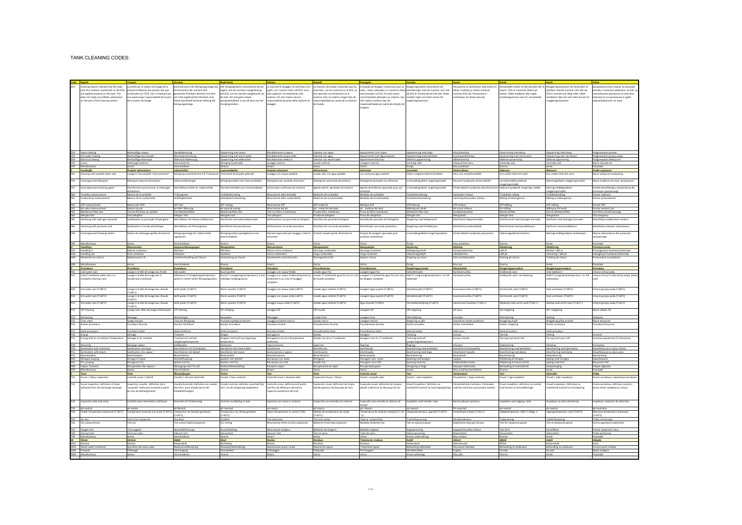TANK CLEANING CODES:

| Code | English | Français | Deutsch | Nederlands | Italiano | Español | Português | Svenska | Suomi | Dansk | Norsk | Polish |
|---|---|---|---|---|---|---|---|---|---|---|---|---|
| E91 | Cleaning station checked that the seals, with the numbers mentioned on the ECD, are applied properly on the tank. This does not imply any liability whatsoever on the part of the cleaning station. | Contrôle par la station de lavage de la présence effective des plombs tels que numérotés sur l'ECD. Ceci n'implique pas une quelconque responsabilité de la part de la station de lavage | Kontrolle durch die Reinigungsanlage das die Nummern der auf dem ECD genannten Plomben identisch mit dem am Tank angebrachten Plomben sind. Dieses beinhaltet keinerlei Haftung der Reinigungsanlage. | Het reinigingsstation controleerde dat de zegels, met de nummers aangeduid op het ECD, correct werden aangebracht op de tank. Dit sluit geen enkele aansprakelijkheid in van de kant van het reinigingsstation. | La stazione di lavaggio ha verificato che i sigilli, con i numeri citati sull'ECD, sono stati applicati correttamente sulla cisterna. Ciò non implica alcuna responsabilità da parte della stazione di lavaggio. | La estación de lavado comprobó que los precintos, con los números en el ECD, se han aplicado correctamente en la cisterna. Esto no implica ningún tipo de responsabilidad por parte de la estación de lavado. | A estação de lavagem comprovou que os selos, estes colocados e o numeros estão mencionados no ECD. Os selos estão correctamente aplicados na cisterna. Isto não implica nenhum tipo de responsabilidade por parte da estação de lavagem. | Rengöringsstation kontrollerat att plomberingar med de nummer som står på ECD är monterade på rätt sätt. Detta innebär inget som helst ansvar för rengöringsstationen | Pesuasema on tarkistanut, että kontin sinetit on asennettu ja sinetin numerot mainittu ECD:ssä. Pesuasema ei kuitenkaan ota tästä vastuuta. | Renseenheden checker at alle plomber der er nævnt i ECD er monteret sikkert på tanken. Dette medfører ikke noget erstatningsansvar over for renseenheden. | Rengjøringsstasjonen har kontrollert at plomber med de nummer som står på ECD er montert på riktig måte. Dette innebærer ikke noen som helst ansvar for rengjøringsstasjonen | Sprawdzenie przez myjnię, że na zbiorniku plomby z numerami podanymi na ECD, są zamontowane poprawnie na zbiorniku. Operacja ta nie pociąga w ogóle odpowiedzialności na myjnię. |
| E92 | Steam heating | Réchauffage vapeur | Dampfbeheizung | Opwarming met stoom | Riscaldamento a vapore | Calentar con vapor | Aquecimento Com Vapor | Uppvärmning med ånga | Höyrylämmitys | Opvarmning med damp | Oppvarming med damp | Podgrzewanie parowe |
| E93 | Hot water heating | Réchauffage eau chaude | Warmwasserheizung | Opwarming met warm water | Riscaldamento acqua calda | Calentar con agua caliente | Aquecimento Com Água Quente | Uppvärmning med hetvatten | Kuumavesilämmitys | Opvarmning med varmt vand | Oppvarming med varmtvann | Podgrzewanie gorącą wodą |
| E94 | Electrical heating | Réchauffage électrique | Elektrische Beheizung | Opwarming met elektriciteit | Riscaldamento elettrico | Calentar con electricidad | Aquecimento Eléctrico | Elektrisk uppvärmning | Sähkölämmitys | Elektrisk opvarmning | Elektrisk oppvarming | Podgrzewanie elektryczne |
| E95 | Livery | Nettoyage extérieur | Aussenwäsche | Reiniging buitenzijde | Lavaggio esterno | Lavado exterior | Lavagem externa | Utvändig tvätt | Ulkopuolinen pesu | Udvendig vask | Utvendig vask | Mycie zewnętrzne |
| E99 | Miscellaneous | Autres | Verschiedenes | Diverse | Diversi | Varios | Vários | Övrigt | Muu puhdistus | Diverse | Annet | Pozostałe |
| **F** | ***Foodstuffs*** | ***Produits alimentaires*** | ***Lebensmittel*** | ***Levensmiddelen*** | ***Prodotti alimentari*** | ***Alimentarios*** | ***Alimentar*** | ***Livsmedel*** | ***Elintarvikkeet*** | ***Fødevarer*** | ***Matvarer*** | ***Środki spożywcze*** |
| F01 | Cleaning with potable water only | Lavage à l'eau potable "exclusivement" | Reinigung ausschließlich mit Trinkwasser | Uitsluitend drinkwater gebruikt | Lavaggio con acqua potabile | Lavado sólo con agua potable | Lav. exclusiva água potável | Enbart rengjord med dricksvatten | Pesu vain vesijohtovedellä | Kun vasket med rent vand | Kun vasket med rent vann | Mycie wyłącznie wodą pitną |
| F50 | Food approved detergent | Détergent autorisé alimentaire | Lebensmittelreiniger | Reinigingsmiddel voor levensmiddelen | Detergente per prodotti alimentari | Detergente autorizado para uso alimentario | Detergente aprovado uso alimentar | Livsmedelsgodkänt rengöringsmedel | Pesuaine hyväksytty elintarvikkeille | Levnedsmiddel-godkendt rengøringsmiddel | Matvaregodkjent rengjøringsmiddel | Detergent do środków spożywczych |
| F51 | Food approved sanitizing agent | Désinfectant autorisé pour le nettoyage alimentaire | Desinfektionsmittel für Lebensmittel | Desinfectiemiddel voor levensmiddelen | Sanitizzante certificato per alimenti | Agente desinf. aprobado alimentario | Agente desinfectante aprovado para uso alimentar | Livsmedelsgodkänt rengöringsmedel | Elintarvikkeille hyväksytty desinfiointiaine | Fødevare godkendt rengørings middel | Næringsmiddelgodkjent rengjøringsmiddel | Środek dezynfekujący zatwierdzony dla przemysłu spożywczego |
| F60 | Turbidity measurement | Mesure de la turbidité | Trübungstest | Turbiditeitsmeting | Misurazione della torbidità | Medición de turbidez | Medição de turbidez | Turbiditetsmätning | Samennus mittaus | Turbiditets måling | Turbiditetsmåling | Pomiar mętności |
| F61 | Conductivity measurement | Mesure de la conductivité | Leitfähigkeitstest | Geleidbaarheidsmeting | Misurazione della conducibilità | Medición de conductividad | Medição de Condutividade | Konduktivitetsmätning | Lämmönjohtavuuden mittaus | Måling af ledningsevne | Måling av ledningsevne | Pomiar przewodności |
| F62 | ATP measurement | Mesure de l'ATP | ATP Test | ATP meting | Misurazione ATP | ATP medición | Medição ATP | ATP-mätning | ATP-mittaus | ATP Måling | ATP-måling | Pomiar ATP |
| F63 | pH-value measurement | Mesure du pH | pH-Wert Messung | pH waarde meting | Misurazione del pH | pH - medición de valor | ph - medição de valor | Mätning pH-värde | pH-arvon mittaus | PH Måling | Måling av PH-verdi | Pomiar wartości pH |
| F64 | Membrane filter test | Test de filtration sur pastille | Test Membranfilter | Membraanfiltertest | Test con filtro a membrana | Prueba filtro membrana | Prova do filtro de membrana | Membranfilter test | Membraanifiltteri | Membranfilter | Test av Membranfilter | Test filtra membranowego |
| F65 | Allergen test | Test allergène | Allergen Test | Allergeentest | Test allergeni | Prueba de alérgenos | Prova de alergénios | Allergen test | Allergeeni testi | Allergen test | Allergentest | Test alergenów |
| F85 | Sanitising with hydrogen peroxide | Sanitisation au peroxyde d'hydrogène | Desinfektion mit Wasserstoffperoxid | Desinfectie met waterstofperoxide | Sanitizzazione con perossido di idrogeno | Desinfección con peróxido de hidrógeno | Desinfecção com peróxido de hidrogénio | Rengöring med Väteperoxid | Desinfiointi vetyperoksidilla | Desinficeret med Hydrogen Peroxide | Desifisere med hydrogen peroxide | Dezynfekcja nadtlenkiem wodoru |
| F86 | Sanitising with peracetic acid | Sanitisation à l'acide péracétique | Desinfektion mit Peressigsäure | Desinfectie met perazijnzuur | Sanitizzazione con acido peracetico | Desinfección con ácido peracético | Desinfecção com ácido peracético | Rengöring med Perättiksyra | Desinfiointi peroksietikkahapolla | Desinficeret med pereddikesyre | Desifisere med pereddiksyre | Dezynfekcja kwasem nadoctowym |
| F98 | Food approved Cleaning station | Station de nettoyage agréée alimentaire | Reinigungsanlage für Lebensmittel zugelassen. | Reinigingsstation goedgekeurd voor levensmiddelen | Stazione approvata per lavaggio cisterne alimentari | Estación lavado aprob. Alimentarios | Estação de lavagem aprovada para produtos alimentares | Livsmedelsgodkänd rengöringsstation | Elintarvikkeille hyväksytty pesuasema | Fødevaregodkendt tankrens | Næringsmiddelgodkjent vaskestasjon | Myjnia zatwierdzona dla przemysłu spożywczego |
| F99 | Miscellaneous | Autres | Verschiedenes | Diverse | Diversi | Varios | Vários | Övrigt | Muu | Diverse | Annet | Pozostałe |
| **H** | ***Handlings*** | ***Manutention*** | ***Equipmentbewegungen*** | ***Manipulaties*** | ***Manutenzione*** | ***Manipulación*** | ***Manipulação*** | ***Hantering*** | ***Käsittely*** | ***Håndtering*** | ***Håndtering*** | ***Przemieszczanie*** |
| H01 | Handling in | Dépose conteneur | Absetzen | Afkranen | Messa a terra container | Descarga contenedor | Descarga contentor | Mottagning/avlyft | Vastaanottaminen | Løft af | Mottak / løft av | Przyjęcie kontenera/zbiornika |
| H50 | Handling out | Pose conteneur | Aufsetzen | Opzetten | Carico contenitore | Carga contenedor | Carga contentor | Utlämning/pålyft | Lähettäminen | Løft på | Utlevering / løft på | Odłożenie kontenera/zbiornika |
| H60 | Movement on chassis | Déplacement S.R. | Containerhandling auf Chassis | Verplaatsing op chassis | Spostamento semirimorchio | Desenganche (S.R) | Separar tractor | Dragning på chassi | Siirto konttialustalla | Flytning på chassis | Trekking på chassis | Przesunięcie na podwoziu |
| H99 | Miscellaneous | Autres | Verschiedenes | Diverse | Diversi | Varios | Vários | Övrigt | Muu työ | Diverse | Annet | Pozostałe |
| **P** | ***Procedures*** | ***Procédure*** | ***Prozedur*** | ***Procedures*** | ***Procedure*** | ***Procedimientos*** | ***Procedimentos*** | ***Rengöringsprocedur*** | ***Menetelmät*** | ***Rengøringsprocedure*** | ***Rengjøringsprosedyre*** | ***Procedury*** |
| P01 | Cold water spin | Lavage à la tête de lavage eau froide | Kalt spülen | Koud spoelen | Lavaggio con acqua fredda | Lavado agua fría | Lavagem água fria | Kallvattenspol | Kylmävesisuihku | Koldtvands vask | Vask kaldtvann | Zimne płukanie wodą |
| P02 | Cold (T=ambient) water spin in a complete cleaning cycle | Lavage à la tête de lavage eau à température ambiante | Kaltwasser (T=Umgebungstemperatur) spülen in einem vollen Reinigungszyklus. | Koud (T= omgevingstemperatuur) in een volledige reinigingscyclus | Lavaggio con acqua fredda (temperatura ambiente) in un ciclo di lavaggio completo | Lavado (T=ambiente) agua fría en un ciclo de lavado completo | Lavagem (T=ambiente) água fria em ciclo de lavagem completo | Kall (T=omgivningstemperatur) i en full tvättcykel | Kylmävesisuihku | Koldtvands vask i recirkulering | Kaldt (T=omgivelsestemperatur) i en full syklus | Płukanie zimną (T=otoczenia) wodą (pełny cykl) |
| P09 | Hot water spin (T>80°C) | Lavage à la tête de lavage eau chaude (T>80°C) | Heiß spülen (T>80°C) | Warm spoelen (T>80°C) | Lavaggio con acqua calda (>80°C) | Lavado agua caliente (T>80°C) | Lavagem água quente (T>80°C) | Hetvattenspol (T>80°C) | Kuumavesisuihku (T>80°C) | Varmtvands vask (T>80°C) | Vask varmtvann (T>80°C) | Płukanie gorącą wodą (T>80°C) |
| P10 | Hot water spin (T>60°C) | Lavage à la tête de lavage eau chaude (T>60°C) | Heiß spülen (T>60°C) | Warm spoelen (T>60°C) | Lavaggio con acqua calda (>60°C) | Lavado agua caliente (T>60°C) | Lavagem água quente (T>60°C) | Hetvattenspol (T>60°C) | Kuumavesisuihku (T>60°C) | Varmtvands vask (T>60°C) | Vask varmtvann (T>60°C) | Płukanie gorącą wodą (T>60°C) |
| P11 | Hot water spin (T>40°C) | Lavage à la tête de lavage eau chaude (T>40°C) | Heiß spülen (T>40°C) | Warm spoelen (T>40°C) | Lavaggio acqua calda (T>40°C) | Lavado agua caliente (T>40°C) | Água Quente (T>40°C) | Varmvattensköljning (T>40°C) | Lämminvesi huuhtelu (T>40 C) | Skylning med varmt vand (T>40 C) | Skylling med varmt vann (T>40 C) | Płukanie gorącą wodą (T>40°C) |
| P15 | CIP Cleaning | Lavage avec têtes de lavage embarquées | CIP Reinigung | CIP reiniging | Lavaggio CIP | CIP Lavado | Lavagem CIP | CIP rengöring | CIP pesu | Cip rengøring | CIP- rengjøring | Mycie układu CIP |
| P20 | Recleaning | Relavage | Nachreinigung | Naspoelen | Rilavaggio | Relavado | Relavagem | Omrengöring | Huuhtelu | Efterskylning | Skylling | Spłukanie |
| P25 | Toxic clean | Lavage toxique | Toxische Reinigung | Procedure giftige producten | Lavaggio prodotto tossico | Lavado tóxico | Lavagem tóxicos | Rengöring av gift | Vaarallisen aineen puhdistus | Rengøring af gift | Rengjøring giftig produkt | Mycie toksyczne |
| P26 | Kosher procedure | Procédure Kosher | Koscher Verfahren | Kosher procedure | Procedura Kosher | Procedimiento Kosher | Procedimento Kosher | Kosher procedur | Kosher menetelmä | Kosher procedure | Kosher prosedyre | Procedura Koszerna |
| P27 | Halal procedure | Procédure Halal | Halal Verfahren | Halal procedure | Procedura Halal | Procedimiento Halal | Procedimento Halal | Halal procedur | Halal pesu | Halal procedure | Halal prosedyre | Halal procedura |
| P30 | Drying | Séchage | Trocknen | Drogen | Asciugatura | Secado | Secagem | Torkning | Kuivaus | Tørring | Tørking | Suszenie |
| P31 | Drying with air at ambient Temperature | Séchage à l'air ambiant | Trocknen mit Luft bei Umgebungstemperatur | Drogen met lucht op omgevings-temperatuur | Asciugatura con aria (temperatura ambiente) | Secado con aire a T ambiente | Secagem com Ar a T ambiente | Torkning med luft (omgivningstemperatur) | Kuivaus ilmalla | Tørring med varm luft | Tørring med varm luft | Suszenie powietrzem (T=otoczenia) |
| P40 | Steaming | Balayage vapeur | Aufdämpfen | Opstomen | Vaporizzazione | Vaporizar | Vaporização | Ångning | Höyrytys | Opdampning | Damping | Parowanie |
| P50 | Sanitisation with chemicals | Sanitisation chimique | Desinfizieren mit Chemikalien | Desinfectie met chemicaliën | Disinfezione | Desinfección | Desinfecção | Desinficering med kemikalier | Desinfiointi kemikaaleilla | Desinficering med kemikalier | Desinfisering med kjemikalier | Dezynfekcja przy użyciu chemii |
| P51 | Sanitisation with steam | Sanitisation à la vapeur | Desinfizieren mit Dampf | Desinfectie met stoom | Sanitizzazione a vapore | Esterilización | Esterilização | Desinficering med ånga | Desinfiointi höyryllä | Desinficering med damp | Desinfisering med damp | Dezynfekcja przy użyciu pary |
| P52 | Neutralisation | Neutralisation | Neutralisieren | Neutralisatie | Neutralizzazione | Neutralización | Neutralização | Neutralisering | Neutralointi | Neutralisering | Nøytralisering | Neutralizacja |
| P60 | Nitrogen purging | Balayage à l'azote | Stickstoffspülung | Spoelen met stikstof | Azoto | Nitrógeno | Passagem com azoto | Spolning med kväve | Typpeys | Påfyldning af nitrogen | Spyling med nitrogen | Azotowanie |
| P61 | $CO_2$ purging | Balayage au $CO_2$ | Spülen mit $CO_2$ | Spoelen met $CO_2$ | Asciugatura con $CO_2$ | Lavado $CO_2$ | Passagem com $CO_2$ | Spolning med $CO_2$ | Hiilidioksidihuuhtelu | Påfyldning af kulsyre ($CO_2$) | Spyling med $CO_2$ | Nasycenie $CO_2$ |
| P80 | Vapour recovery | Récupération des vapeurs | Absaugung nach TA Luft | Afvoeren dampen | Recupero vapori | Recuperación de vapor | Recuperação de vapor | Ånguppsamling | Kaasujen talteenotto | Behandling af overtryksluft | Dampgjenvinning | Odzysk oparów |
| P99 | Miscellaneous | Autres | Verschiedenes | Diverse | Diversi | Varios | Vários | Annat | Muu puhdistusmenetelmä | Diverse | Annet | Pozostałe |
| **T** | ***Tests*** | ***Tests*** | ***Überprüfungen*** | ***Testen*** | ***Test*** | ***Tests*** | ***Controlo visual*** | ***Test*** | ***Tarkastukset*** | ***Test*** | ***Kontroller*** | ***Próby*** |
| T01 | Visual \| Odour inspection | Contrôle visuel \| olfactif | Visuelle \| Geruchs Kontrolle | Visuele \| Geur controle | Controllo visivo \| Assenza odori | Inspección Visual \| Olores | Visual \| inspeção odor | Visuell \| Lukt inspektion | Visuaalinen \| Hajun tarkistus | Visuel \| lugt inspektion | Visuell \| odør inspeksjon | Ocena wzrokowa i zapachowa |
| T02 | Visual inspection: definition of clean (allowed from silo discharge opening) | Inspection visuelle : définition de la "propreté" (telle que visualisée à partir du trou de déchargement) | Visuelle Kontrolle: Definition von sauber (bei Silo's auch erlaubt durch die Entladeöffnungen) | Visuele controle: definitie zuiverheid (bij silo's via de toegang toegelaten) | Controllo visivo: definizione di pulito (verifica da effettuare attraverso l'apertura posteriore del silo) | Inspección visual: definición de limpio (desde apertura de descarga de silo) | Inspeção visual: definição de limpeza (desde a abertura de descarga do silo) | Visuell inspektion: Definition av renhet(Vid kontroll via lossningsöppning) | Silmämääräinen tarkastus: Puhtauden määritys (tarkastus purkausaukon kautta) | Visuel inspektion: definition af renhed (ved kontrol via tömmeåbninger) | Visuell inspeksjon: Definisjon av renhet(ved kontroll via lossing) | Ocena wzrokowa: definicja czystości (przez otwór wyładowczy silosu) |
| T10 | Inspection with tank entry | Contrôle avec intervention intérieure | Kontrolle mit Tankbesteig | Controle via afdaling in tank | Ispezione con uomo in cisterna | Inspección con entrada a la cisterna | Inspeção com entrada no interior do tanque | Inspektion med inträde i tank | Kanavisuaalinen tarkastus | Inspektion ved indgang i tank | Inspeksjon av tank ved entring | Inspekcja z wejściem do zbiornika |
| T20 | pH neutral | pH neutre | pH Neutral | pH neutraal | pH neutro | pH neutro | pH= Neutro | pH neutralt | PH neutraali | pH neutralt | pH neutral | pH neutralne |
| T30 | Outlet Temperature measured (T>x°C) | Température mesurée à la sortie (T>x°C) | Temperatur am Auslauf gemessen (T>X°C) | Temperatuur bij uitloop gemeten (T>x°C) | Valore temperatura in uscita (T>X) | Medida de temperatura de salida (T>X°C) | Temperatura de saída de medição (T>X °C) | Utloppstemperatur uppmätt (T>X°C) | Purkulämpö mitattu (T>X°C) | Udløbstemperatur målt (T> XXdgr. C) | Utgangstemperatur målt (T>X°C) | Mierzona temperatura wylotowa (T>X°C) |
| T50 | Air test | Test à l'air comprimé | Drucktest | Druktest | Test pressione | Test aire compr. | Teste ar comprimido | Trycktest | Painekoe | Tryktest | Trykkluftsprøving | Próba ciśnieniowa |
| T60 | LEL measurement | Test LEL | Test untere Explosionsgrenze | LEL meting | Misurazione limite minimo esplosività | Medición límite baja explosión | Medição Ambiente Exa | Test av explosiva gaser | Räjähtävien kaasujen mittaus | Test for eksplosive gasser | Test av eksplosive gasser | Ocena zagrożenia wybuchem |
| T61 | Oxygen test | Test oxygène | Sauerstoffmessung | Zuurstoftest | Misurazione ossigeno | Medición de Oxígeno | Medição oxigénio | Syrgasprovning | Happipitoisuuden mittaus | Test af O | Surstofftest | Pomiar zawartości tlenu |
| T62 | Vacuum test | Test sous vide | Vakuum Test | Vacuüm Test | Vacuum Test | Test en vacío | Teste de vácuo | Vakuumprovning | Alipainetesti | Vakuumtest | Vakuumtest | Próba próżniowa |
| T99 | Miscellaneous | Autres | Verschiedenes | Diverse | Diversi | Varios | Vários | Annan underhållning | Muu testaus | Diverse | Annet | Pozostałe |
| **W** | ***Waste*** | ***Déchets*** | ***Abfall*** | ***Afval*** | ***Rifiuti*** | ***Residuos*** | ***Resíduos*** | ***Avfall*** | ***Jätteet*** | ***Affald*** | ***Avfall*** | ***Odpady*** |
| W01 | Residue | Résidus | Restprodukt | Restlading | Residuo | Residuos | Resíduos | Restprodukt | Jäännöstuote | Affald | Restprodukt | Osad |
| W50 | Waste water treatment | Épuration des eaux usées | Abwasserbehandlung | Afvalwaterbehandeling | Depurazione acque risulta | Tratamiento aguas | Tratamento águas | Behandling tvättvatten | Pesuveden käsittely | Behandling af spildevand | Behandling av vaskevann | Oczyszczanie ścieków |
| W60 | Prewash | Prélavage | Vorreinigung | Voorspoelen | Prelavaggio | Prelavado | Pré-lavagem | Förtvättvatten | Esipesu | Forvask | Forvask | Wstępne mycie |
| W99 | Miscellaneous | Autres | Verschiedenes | Diverse | Diversi | Varios | Vários | Annat avfallsslag | Muu jäte | Diverse | Annet | Pozostałe |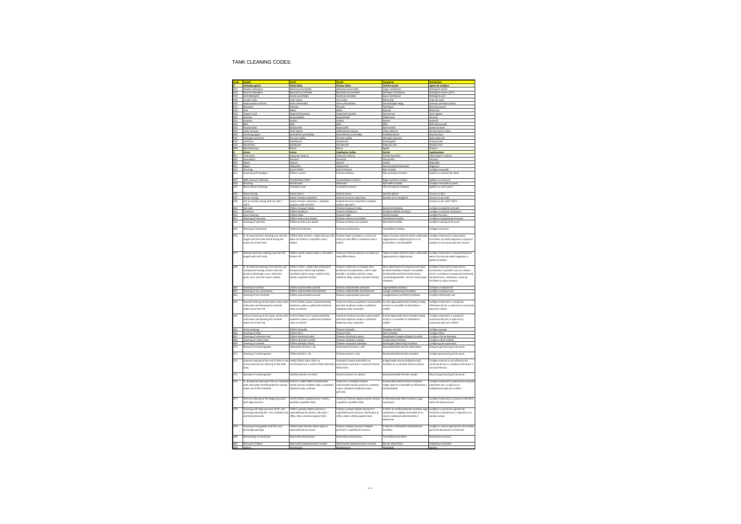TANK CLEANING CODES:

| Code | English | Czech | Slovak | Hungarian | Romanegte |
|---|---|---|---|---|---|
| C | Cleaning agents | Čistící látky | Čistiace látky | Tisztító szerek | Agent de curățare |
| C01 | Alkaline detergent | Alkalický prostředek | Alkalický prostriedok | Lúgos tisztítószer | Detergent alcalin |
| C10 | Neutral detergent | Neutrální prostředek | Neutrálny prostriedok | Semleges tisztítószer | Detergent neutru (pH7) |
| C20 | Acid detergent | Kyselý prostředek | Kyslý prostriedok | Savas tisztítószer | Detergent acid |
| C30 | Caustic soda | Louh sodný | Lúh sodný | Nátronlúg | Leşie de sodă |
| C40 | Hydrocarbon mixture | Směs uhlovodíků | Zmes uhľovodíkov | Szénhidrogén elegy | Amestec de hidrocarburi |
| C41 | Benzene | Petrolej | Petrolej | Petróleum | Benzină uşoară |
| C42 | Fuel | Nafta | Nafta | Gázolaj | Motorină |
| C50 | Organic acid | Organické kyseliny | Organické kyseliny | Szerves sav | Acid organic |
| C60 | Solvents | Rozpouštědla | Rozpúšťadlá | Oldószerek | Solvenți |
| C61 | Acetone | Aceton | Acetón | Aceton | Acetonă |
| C62 | MEK | MEK | MEK | MEK | MEK (Butanonă) |
| C63 | Butylacetate | Butylacetát | Butylacetát | Butil-acetát | Acetat de butil |
| C64 | Latex remover | Čistič latexů | Odstraňovač latexov | Latex oldószer | Solvent pentru latex |
| C80 | Sanitising agent | Dezinfekční prostředky | Dezinfekčné prostriedky | Fertőtlenítőszer | Dezinfectant |
| C81 | Hydrogen peroxide | Peroxid vodíku | Peroxid vodíka | Hidrogén-peroxid | Apă oxigenată |
| C90 | Antifoam | Odpěňovač | Odpeňovač | Habzásgátló | Antispumant |
| C95 | Deodorizer | Deodorant | Deodorant | Illatosító szer | Deodorizant |
| C99 | Miscellaneous | Různé | Rôzne | Egyéb | Diverse |
| E | Extras | Extras | Doplňujúce služby | Extrák | Suplimentare |
| E01 | Tank entry | Vstup do cisterny | Vstup do cisterny | Tartály beszállás | Intervenție în interior |
| E02 | Passivation | Pasivace | Pasivácia | Passziválás | Pasivare |
| E03 | Repair | Opravy | Oprava | Javítás | Reparație |
| E05 | Degas | Odplynění | Odplynenie | Gázmentesítés/lefúvatás | Degazare |
| E10 | Scouring | Ruční čištění | Ručné čistenie | Kézi tisztítás | Curățare manuală |
| E15 | Cleaning with handgun | Čištění s pistolí | Čistenie pištoľou | Kézi pisztolyos tisztítás | Spălare cu pistolul de mână |
| E16 | High pressure cleaning | Vysokotlaké čištění | Vysokotlakové čistenie | Nagy nyomású tisztítás | Spălare cu presiune |
| E20 | Brushing | Kartáčování | Kefovanie | Kézi kefés tisztítás | Curățare manuală cu peria |
| E25 | Recirculation Cleaning | Cirkulační mytí | Cirkulačné čistenie | CIP (cirkulációs tisztítás) | Spălare cu recirculare |
| E30 | Steam drying | Sušení párou | Sušenie parou | Szárítás gőzzel | Uscare cu abur |
| E35 | Hot air drying | Sušení horkým vzduchem | Sušenie horúcim vzduchom | Szárítás forró levegővel | Uscare cu aer cald |
| E36 | Hot air drying; drying with air with T >60°C | Sušení horkým vzduchem, s teplotou vzduchu vyšší než 60°C | Sušenie horúcim vzduchom s teplote vyššou jako 60°C | | Uscare cu aer cald T>60°C |
| E40 | Dip tube | Čištění stoupací trubky | Čistenie stúpacej trubky | Búvárcső tisztítása | Curățare conductă verticală |
| E41 | Collectors | Čištění kolektorů | Čistenie kolektorov | Gyűjtőcsövekek tisztítása | Curățare conductă colectoare |
| E50 | Hose cleaning | Čištění hadic | Čistenie hadíc | Tömlő tisztítás | Curățare furtune |
| E51 | Cleaning of hose box | Čištění tubusu pro hadice | Čistenie tubusov pre hadice | Tömlőtartó tisztítás | Curățare compartiment furtune |
| E52 | Cleaning of spill box | Čištění prostoru pro plnění | Čistenie priestoru pre plnenie | Kármentő tisztítás | Curățare cutie guri de acces |
| E55 | Cleaning of ancillaries | Čištění příslušenství | Čistenie príslušenstva | Tartozékok tisztítása | Curățare accesorii |
| E56 | In- & external hose cleaning over the full length with HP mole and draining the water out of the hose | Čištění hadic (vnitřní i vnější část) po celé délce HP krtkem a vypuštění vody z hadice | Čistenie hadíc (vonkajšia a vnútorná časť) po celej dĺžke a vysušenie vody z hadice | Teljes hosszban külső és belső csőtisztítás nagynyomású csőgörénnyel és a víz kiszárítása a cső belsejéből | Curățare interioară și exterioară a furtunelor pe toată lungimea cu ajutorul ștrpelui și evacuarea apei din furtune |
| E57 | Internal hose box cleaning over the full length with a HP mole | Čištění vnitřní hrobice hadic v celé délce krtkem HP | Vnútorné čistenie tubusov na hadice po celej dĺžke krtkom | Teljes hosszban külső és belső csőtisztítás nagynyomású csőgörénnyel | Curățare interioară a compartimentului pentru furtune pe toată lungimea cu ajutorul ștrpelui |
| E58 | In- & external cleaning of ancillaries and components having contact with the product (discharge curve, reduction parts, lock- and anti-return valves) | Čištění vnitřní i vnější části příslušných komponentů, které mají kontakt s výrobkem (plnicí vstup, redukční díly, zámky a pojistné ventily) | Čistenie vnútornej a vonkajšej časti príslušných komponentov, ktoré majú kontakt s výrobkom (plniaci vstup, redukčné diely, zámky a poistné ventily) | Azon alkatrészek és komponensek külső és belső tisztítása melyek a termékkel érintkeztek (ürítő könyök, nyomáskiegyenlítők, záró és visszacsapó szelepek) | Curățare interioară și exterioară a accesoriilor și pieselor care au contact direct cu produsul transportat (conductă de descărcare, reductoare, valve de închidere și valve unisens) |
| E60 | Cleaning of airlines | Čištění vzduchového potrubí | Čistenie vzduchového potrubia | Légvezetékek tisztítása | Curățare conducte aer |
| E61 | Cleaning of air connections | Čištění vzduchového příslušenství | Čistenie vzduchového príslušenstva | Levegő csatlakozások tisztítása | Curățare conexiuni aer |
| E62 | Cleaning of air manifold | Čištění vzduchového potrubí | Čistenie vzduchového potrubia | Levegőelosztó (szűrőház) tisztítása | Curățare distribuitor aer |
| E63 | Internal cleaning of the lower airline with cold water and blowing the residual water out of the line | Vnitřní čištění spodní vzduchotechniky studenou vodou a vyfoukání zbytkové vody ze zařízení | Vnútorné čistenie spodného vzduchového potrubia studenou vodou a vyfúkanie zbytkovej vody z potrubia | Az alsó légvezeték belső tisztítása hideg vízzel és a maradék víz kifúvatása a csőből | Curățare interioară a conductei inferioare de aer cu apă rece și evacuarea apei prin suflare |
| E64 | Internal cleaning of the upper airline with cold water and blowing the residual water out of the line | Vnitřní čištění horní vzduchotechniky studenou vodou a vyfoukání zbytkové vody ze zařízení | Vnútorné čistenie horného vzduchového potrubia studenou vodou a vyfúkanie zbytkovej vody z potrubia | A felső légvezeték belső tisztítása hideg vízzel és a maradék víz kifúvatása a csőből | Curățare interioară a conductei superioare de aer cu apă rece și evacuarea apei prin suflare |
| E65 | Pump cleaning | Čištění čerpadla | Čistenie čerpadla | Szivattyú tisztítás | Curățare pompe |
| E66 | Cleaning of filter | Čištění filtru | Čistenie filtra | Szűrő tisztítás | Curățare filtre |
| E67 | Cleaning of vibration mat | Čištění vibračních pásů | Čistenie vibračných pásov | Rezgőlemez (rezgéscsillapító) tisztítás | Curățare sită de barbotaj |
| E68 | Cleaning of rotary valve | Čištění otočných ventilů | Čistenie otočných ventilov | Forgószelep tisztítása | Curățare valvă rotativă |
| E69 | Cleaning of manlids | Čištění poklopů (víka) | Čistenie vstupných poklopov | Búvónyílás (felső kupa) tisztítása | Curățare gură superioară |
| E70 | Removal of manlid gasket | Odstranění těsnění z vík | Odstránenie tesnení z viek | Búvónyílásfedél tömítés eltávolítása | Detașare garnitură guri de acces |
| E71 | Cleaning of manlid gasket | Čištění těsnění z vík | Čistenie tesnení z viek | Búvónyílásfedél tömítés tisztítása | Curățare garnituri guri de acces |
| E72 | External cleaning of the micro-filter in the airline and internal cleaning of the filter body | Vnější čištění mikro-filtru ve vzduchotechnice a vnitřní čištění těla filtru | Vonkajšie čistenie mikrofiltra vo vzduchovom potrubí a vnútorné čistenie telesa filtru | A légvezeték mikroszűrőjének külső tisztítása és a szűrőház belső tisztítása | Curățare externă a microfiltrului din conducta de aer și curățarea interioară a carcasei filtrului |
| E75 | Renewal of manlid gasket | Výměna těsnění ve víkách | Výmena tesnení vo viekach | Búvónyílásfedél tömítés cseréje | Înlocuire garnitură guri de acces |
| E76 | In- & external cleaning of the air manifold with cold water and blowing the residual water out of the manifold | Vnitřní a vnější čištění vzduchového kanálu pomocí studené vody a vyfoukání zbytkové vody z potrubí | Vnútorné a vonkajšie čistenie vzduchového kanálu pomocou studenej vody a vyfúkanie zbytkovej vody z potrubia | A levegőház belső és külső tisztítása hideg vízzel és a maradék víz kifúvatása a levegőházból | Curățare interioară și exterioară conductă colectoare aer cu apă rece și îndepărtarea apei prin suflare |
| E77 | Internal cleaning of the degassing valve with high pressure | Vnitřní čištění odplyňovacích ventilů s použitím vysokého tlaku | Vnútorné čistenie odplyňovacích ventilov s použitím vysokého tlaku | A lefúvatószelep belső tisztítása nagy nyomással | Curățare interioară cu presiune ridicată a valvei de depresurizare |
| E78 | Cleaning with high pressure of fill- and discharge opening lids, rims included, lids and all joined parts | Čištění vysokým tlakem plnicích a vyprazdňovacích otvorů, zahrnující i ráfky, víka a všechny spojené části | Čistenie vysokým tlakom plniacich a vyprázdňovacích otvorov, zahrňujúce aj ráfiky, vieka a všetky spojené časti | A töltő- és ürítőcsatlakozók tisztítása nagy nyomással, a fugákat, karimákat és az összes csatlakozó alkatrészeket is beleértve | Curățare cu presiune a gurilor de încărcare și descărcare, a capacelor și a pieselor anexe |
| E79 | Cleaning of all gaskets of all fill- and discharge openings | Čištění všech těsnění všech vpjení a vyprazdňovacích otvorů | Čistenie všetkých tesnení všetkých plniacich a vypúšťacích otvorov | A töltő és ürítőnyílások tömítéseinek tisztítása | Curățare a tuturor garniturilor de la toate gurile de descărcare și încărcare |
| E80 | Dismantling of ancillaries | Demontáž příslušenství | Demontáž príslušenstva | Tartozékok leszerelése | Demontare accesorii |
| E85 | Removal of labels | Odstranění bezpečnostních značek | Odstránenie bezpečnostných značiek | Bárcák eltávolítása | Îndepărtare etichete |
| E90 | Sealing | Plombování | Plombovanie | Plombálás | Sigilare |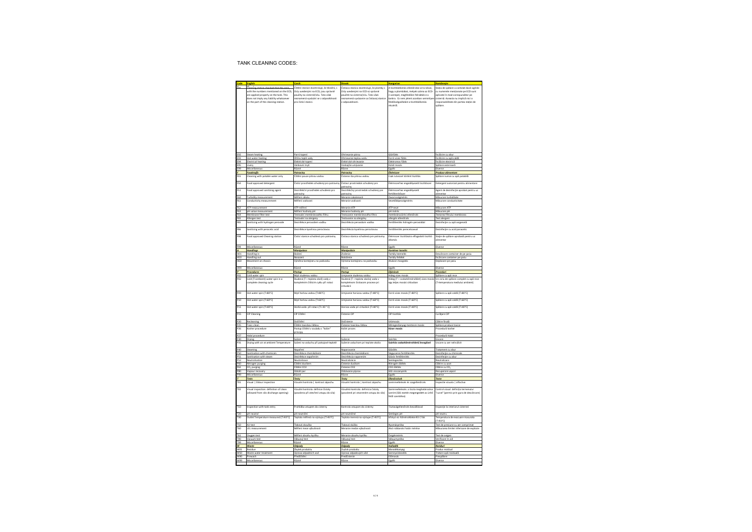# TANK CLEANING CODES:

| Code | English | Czech | Slovak | Hungarian | Romaneste |
|---|---|---|---|---|---|
| E01 | Cleaning station checked that the seals with the numbers mentioned on the ECD, are applied properly on the tank. This does not imply any liability whatsoever on the part of the cleaning station. | Čistící stanice zkontroluje, že těsnění, č. čísly uvedenými na ECD, jsou správně použity na cisterně/silu. Toto však neznamená vyslání se z odpovědnosti pro čistící stanici. | Čistiaca stanica skontroluje, že plomby s čísly uvedenými na ECD sú správně použité na cisterne/silu. Toto však neznamená vyslanie sa čistiacej stanice z odpovednosti. | A tisztítóállomás ellenőrzése arra néz, hogy a plombákat, melyek száma az ECD-n szerepel, megfelelően felrakták-e a tankra. Ez nem jelent azonban semmilyen felelősségvállalást a tisztítóállomás részéről. | Stația de spălare a controlat dacă sigiliile cu numerele menționate pe ECD sunt aplicate în mod corespunzător pe cisternă. Aceasta nu implică nici o responsabilitate din partea stației de spălare. |
| E02 | Steam heating | Parní topení | Ohrievanie parou | Gőzfűtés | Încălzire cu abur |
| E03 | Hot water heating | Ohřev teplé vody | Ohrievanie teplou vodu | Forró vizes fűtés | Încălzire cu apă caldă |
| E04 | Electrical heating | Elektrické topení | Elektrické ohrievanie | Elektromos fűtés | Încălzire electrică |
| E05 | Livery | Venkovní mytí | Vonkajšie umývanie | Külső mosás | Spălare exterioară |
| E99 | Miscellaneous | Různé | Rôzne | Egyéb | Diverse |
| ***F*** | ***Foodstuffs*** | ***Potraviny*** | ***Potraviny*** | ***Élelmiszer*** | ***Produse alimentare*** |
| F01 | Cleaning with potable water only | Čištění pouze pitnou vodou | Čistenie iba pitnou vodou | Csak ivóvízzel történt tisztítás | Spălare numai cu apă potabilă |
| F50 | Food approved detergent | Čistící prostředek schválený pro potraviny | Čistiaci prostriedok schválený pre potraviny | Élelmiszerhez engedélyezett tisztítószer | Detergent autorizat pentru alimentare |
| F51 | Food approved sanitizing agent | Dezinfekční prostředek schválený pro potraviny | Dezinfekčný prostriedok schválený pre potraviny | Élelmiszerhez engedélyezett fertőtlenítőszer | Agent de dezinfecție aprobat pentru uz alimentar |
| F60 | Turbidity measurement | Měření zákalu | Meranie zakalenosti | Zavarosságmérés | Măsurare turbiditate |
| F61 | Conductivity measurement | Měření vodivosti | Meranie vodivosti | Vezetőképességmérés | Măsurare conductivitate |
| F62 | ATP measurement | ATP měření | Meranie ATP | ATP teszt | Măsurare ATP |
| F63 | pH-value measurement | Měření hodnoty pH | Meranie hodnoty pH | pH mérés | Măsurare pH |
| F64 | Membrane filter test | Testování membránového filtru | Testovanie membránového filtra | membránszűrős ellenőrzés | Testare filtrului membrana |
| F65 | Allergen test | Testování na alergeny | Testovanie na alergény | allergén ellenőrzés | Test alergeni |
| F85 | Sanitizing with hydrogen peroxide | Dezinfekce peroxidem vodíku | Dezinfekcia peroxidom vodíka | Fertőtlenítés hidrogén-peroxiddal | Dezinfecție cu apă oxigenată |
| F86 | Sanitizing with peracetic acid | Dezinfekce kyselinou peroctovou | Dezinfekcia kyselinou peroctovou | Fertőtlenítés perecetsavval | Dezinfecție cu acid paracetic |
| F98 | Food approved Cleaning station | Čistící stanice schválená pro potraviny | Čistiaca stanica schválená pre potraviny | Élelmiszer tisztítására elfogadott tisztító állomás | Stație de spălare aprobată pentru uz alimentar |
| F99 | Miscellaneous | Různé | Rôzne | Egyéb | Diverse |
| ***H*** | ***Handlings*** | ***Manipulace*** | ***Manipulácie*** | ***Konténer kezelés*** | ***Manipulare*** |
| H01 | Handling in | Složení | Zloženie | Tartály leemelés | Descărcare container de pe șasiu |
| H50 | Handling out | Naložení | Naloženie | Tartály felrakás | Încărcare container pe șasiu |
| H60 | Movement on chassis | Výměna kontejneru na podvozku | Výmena kontajneru na podvozku | Alvázon mozgatás | Deplasare pe șasiu |
| H99 | Miscellaneous | Různé | Rôzne | Egyéb | Diverse |
| ***P*** | ***Procedures*** | ***Postup*** | ***Postup*** | ***Eljárások*** | ***Proceduri*** |
| P01 | Cold water spin | Mytí studenou vodou | Umývanie studenou vodou | Hideg vizes mosás | Spălare cu apă rece |
| P02 | Cold (T=ambient) water spin in a complete cleaning cycle | Studená (T = teplota okolí) voda v kompletním čistícím cyklu při rotaci | Studená (T = teplota okolia) voda v kompletnom čistiacom procese pri cirkulácii | Hideg (T = szobahőmérséklet) vizes mosás egy teljes mosási ciklusban | Un ciclu de spălare complet cu apă rece (T=temperatura mediului ambient) |
| P09 | Hot water spin (T>80°C) | Mytí horkou vodou (T>80°C) | Umývanie horúcou vodou (T>80°C) | Forró vizes mosás (T>80°C) | Spălare cu apă caldă (T>80°C) |
| P10 | Hot water spin (T>60°C) | Mytí horkou vodou (T>60°C) | Umývanie horúcou vodou (T>60°C) | Forró vizes mosás (T>60°C) | Spălare cu apă caldă (T>60°C) |
| P11 | Hot water spin (T>40°C) | Horká voda při rotaci (T> 40 ° C) | Horúca voda pri cirkulácii (T>40°C) | Forró vizes mosás (T>40°C) | Spălare cu apă caldă (T>40°C) |
| P15 | CIP Cleaning | CIP čištění | Čistenie CIP | CIP tisztítás | Curățare CIP |
| P20 | Recleaning | Dočištění | Dočistenie | Utómosás | Clătire finală |
| P25 | Toxic clean | Čištění toxickou látkou | Čistenie toxickou látkou | Mérgező anyag mentesre mosás | Spălare produse toxice |
| P26 | Kosher procedure | Postup čištění v souladu s "košer" principy | Košer proces | **Kóser mosás** | Procedură Kosher |
| P27 | Halal procedure | | | | Procedură Halal |
| P30 | Drying | Sušení | Sušenie | Szárítás | Uscare |
| P31 | Drying with air at ambient Temperature | Sušení na vzduchu při pokojové teplotě | Sušenie vzduchom pri teplote okolia | **Szárítás szobahőmérsékletű levegővel** | Uscare cu aer neîncălzit |
| P40 | Steaming | Napaření | Naparovanie | Gőzölés | Tratament cu abur |
| P50 | Sanitisation with chemicals | Dezinfekce chemikáliemi | Dezinfekcia chemikáliami | Vegyszeres fertőtlenítés | Dezinfecție cu chimicale |
| P51 | Sanitisation with steam | Dezinfekce napařením | Dezinfekcia naparením | Gőzös fertőtlenítés | Dezinfecție cu abur |
| P52 | Neutralisation | Neutralizace | Neutralizácia | Semlegesítés | Neutralizare |
| P60 | Nitrogen purging | Čištění dusíkem | Čistenie dusíkom | Nitrogén öblítés | Clătire cu azot |
| P61 | $CO_2$ purging | Čištění CO2 | Čistenie CO2 | CO2 öblítés | Clătire cu $CO_2$ |
| P80 | Vapour recovery | Odsátí par | Odsávanie pároch | Gőz visszanyerés | Recuperare vapori |
| P99 | Miscellaneous | Různé | Rôzne | Egyéb | Diverse |
| ***T*** | ***Tests*** | ***Testy*** | ***Testy*** | ***Ellenőrzések*** | ***Teste*** |
| T01 | Visual \| Odour inspection | Vizuální kontrola \| kontrola zápachu | Vizuálna kontrola \| kontrola zápachu | szemrevételezés és szagellenőrzés | Inspecție vizuală \| olfactivă |
| T02 | Visual inspection: definition of clean (allowed from silo discharge opening) | Vizuální kontrola: definice čistoty (povoleno při otevřeném vstupu do sila) | Vizuálna kontrola: definícia čistoty (povolené pri otvorenom vstupu do sila) | Szemrevételezés: a tiszta meghatározása szerint (Siló esetén megengedett az ürítő felől szemlélve) | Control vizual: definiția termenului "curat" (permis prin gura de descărcare) |
| T10 | Inspection with tank entry | Prohlídka vstupem do cisterny | Kontrola vstupom do cisterny | Tisztaságellenőrzés beszállással | Inspecție la interiorul cisternei |
| T20 | pH neutral | pH neutrální | pH neutrálne | Semleges pH | pH neutru |
| T30 | Outlet Temperature measured (T>80°C) | Teplota měřená na výstupu (T>80°C) | Teplota meraná na výstupe (T>80°C) | kifolyó víz hőmérséklete>80 C fok | Temperatura de evacuare masurata (T>80°C) |
| T50 | Air test | Tlaková zkouška | Tlaková skúška | Nyomáspróba | Test de presiune cu aer comprimat |
| T60 | LEL measurement | Měření meze výbušnosti | Meranie medze výbušnosti | Alsó robbanási határ mérése | Măsurarea limitei inferioare de explozie |
| T61 | Oxygen test | Měření obsahu kyslíku | Meranie obsahu kyslíku | Oxigénmérés | Test de oxigen |
| T90 | Vacuum test | Vakuový test | Vákuový test | Vákuumpróba | Verificare în vid |
| T99 | Miscellaneous | Různé | Rôzne | Egyéb | Diverse |
| ***W*** | ***Waste*** | ***Odpady*** | ***Odpady*** | ***Hulladék*** | ***Reziduri*** |
| W01 | Residue | Zbytek produktu | Zvyšok produktu | Maradékanyag | Produs rezidual |
| W50 | Waste water treatment | Úprava odpadních vod | Úprava odpadových vôd | Szennyvízkezelés | Tratare apă reziduală |
| W80 | Prewash | Předčištění | Predčistenie | Előmosás | Prespălare |
| W99 | Miscellaneous | Různé | Rôzne | Egyéb | Diverse |